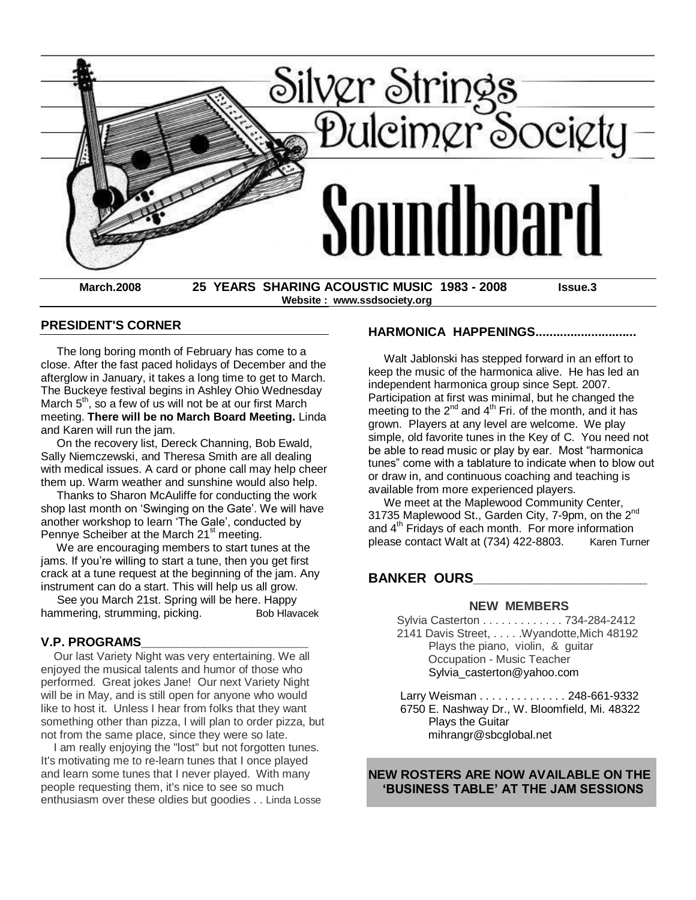# Silver Strings Dulcimer Society

# Soundboard

**March.2008** **25 YEARS SHARING ACOUSTIC MUSIC 1983 - 2008** **Issue.3**

**Website : www.ssdsociety.org**

## PRESIDENT'S CORNER

The long boring month of February has come to a close. After the fast paced holidays of December and the afterglow in January, it takes a long time to get to March. The Buckeye festival begins in Ashley Ohio Wednesday March 5th, so a few of us will not be at our first March meeting. **There will be no March Board Meeting.** Linda and Karen will run the jam.

On the recovery list, Dereck Channing, Bob Ewald, Sally Niemczewski, and Theresa Smith are all dealing with medical issues. A card or phone call may help cheer them up. Warm weather and sunshine would also help.

Thanks to Sharon McAuliffe for conducting the work shop last month on 'Swinging on the Gate'. We will have another workshop to learn 'The Gale', conducted by Pennye Scheiber at the March 21st meeting.

We are encouraging members to start tunes at the jams. If you're willing to start a tune, then you get first crack at a tune request at the beginning of the jam. Any instrument can do a start. This will help us all grow.

See you March 21st. Spring will be here. Happy hammering, strumming, picking. Bob Hlavacek

## V.P. PROGRAMS

Our last Variety Night was very entertaining. We all enjoyed the musical talents and humor of those who performed. Great jokes Jane! Our next Variety Night will be in May, and is still open for anyone who would like to host it. Unless I hear from folks that they want something other than pizza, I will plan to order pizza, but not from the same place, since they were so late.

I am really enjoying the "lost" but not forgotten tunes. It's motivating me to re-learn tunes that I once played and learn some tunes that I never played. With many people requesting them, it's nice to see so much enthusiasm over these oldies but goodies . . Linda Losse

## HARMONICA HAPPENINGS............................

Walt Jablonski has stepped forward in an effort to keep the music of the harmonica alive. He has led an independent harmonica group since Sept. 2007. Participation at first was minimal, but he changed the meeting to the 2nd and 4th Fri. of the month, and it has grown. Players at any level are welcome. We play simple, old favorite tunes in the Key of C. You need not be able to read music or play by ear. Most "harmonica tunes" come with a tablature to indicate when to blow out or draw in, and continuous coaching and teaching is available from more experienced players.

We meet at the Maplewood Community Center, 31735 Maplewood St., Garden City, 7-9pm, on the 2nd and 4th Fridays of each month. For more information please contact Walt at (734) 422-8803. Karen Turner

## BANKER OURS

### NEW MEMBERS

Sylvia Casterton . . . . . . . . . . . . . 734-284-2412
2141 Davis Street, . . . . .Wyandotte,Mich 48192
Plays the piano, violin, & guitar
Occupation - Music Teacher
Sylvia_casterton@yahoo.com

Larry Weisman . . . . . . . . . . . . . . 248-661-9332
6750 E. Nashway Dr., W. Bloomfield, Mi. 48322
Plays the Guitar
mihrangr@sbcglobal.net

**NEW ROSTERS ARE NOW AVAILABLE ON THE 'BUSINESS TABLE' AT THE JAM SESSIONS**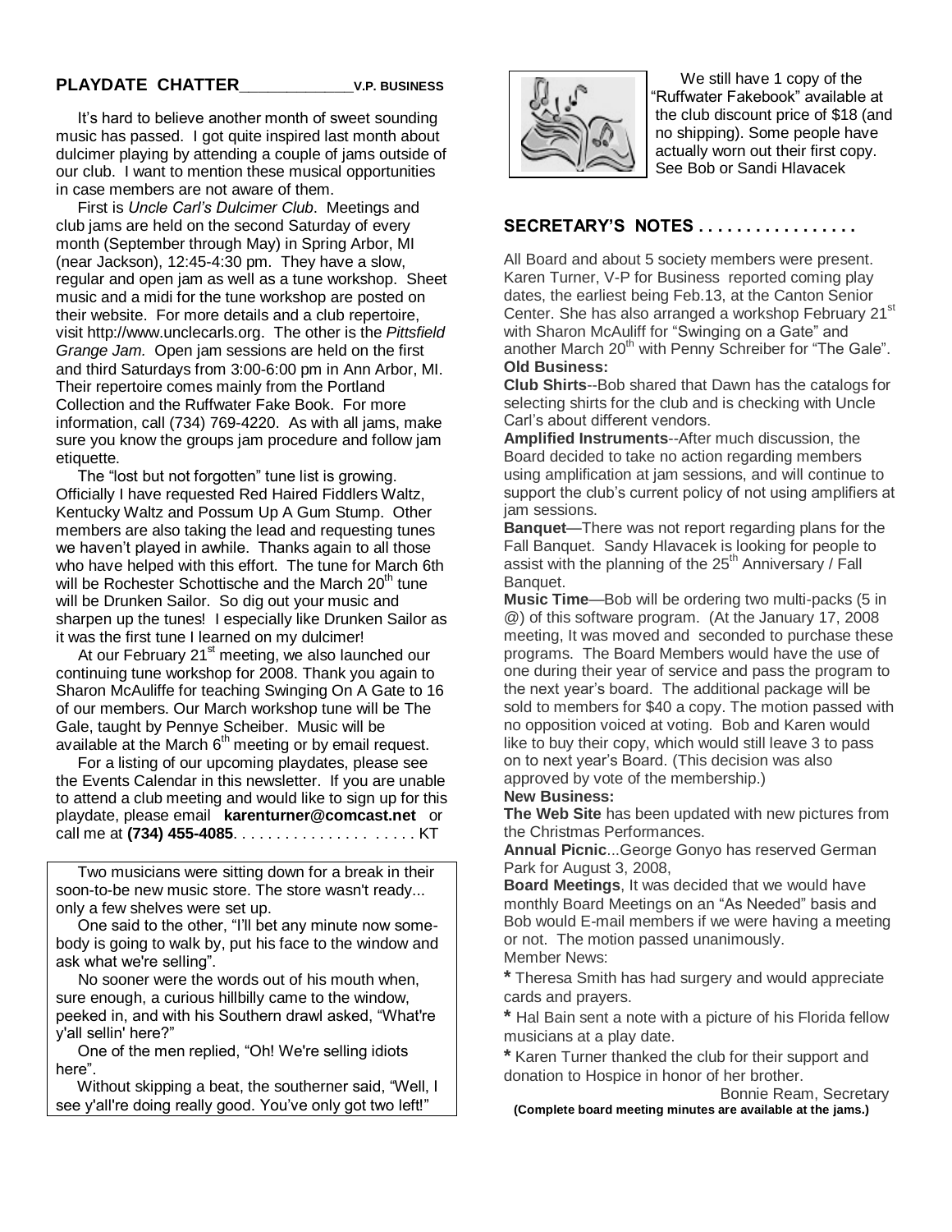## PLAYDATE CHATTER_____________V.P. BUSINESS

It's hard to believe another month of sweet sounding music has passed. I got quite inspired last month about dulcimer playing by attending a couple of jams outside of our club. I want to mention these musical opportunities in case members are not aware of them.

First is *Uncle Carl's Dulcimer Club*. Meetings and club jams are held on the second Saturday of every month (September through May) in Spring Arbor, MI (near Jackson), 12:45-4:30 pm. They have a slow, regular and open jam as well as a tune workshop. Sheet music and a midi for the tune workshop are posted on their website. For more details and a club repertoire, visit http://www.unclecarls.org. The other is the *Pittsfield Grange Jam.* Open jam sessions are held on the first and third Saturdays from 3:00-6:00 pm in Ann Arbor, MI. Their repertoire comes mainly from the Portland Collection and the Ruffwater Fake Book. For more information, call (734) 769-4220. As with all jams, make sure you know the groups jam procedure and follow jam etiquette.

The "lost but not forgotten" tune list is growing. Officially I have requested Red Haired Fiddlers Waltz, Kentucky Waltz and Possum Up A Gum Stump. Other members are also taking the lead and requesting tunes we haven't played in awhile. Thanks again to all those who have helped with this effort. The tune for March 6th will be Rochester Schottische and the March 20th tune will be Drunken Sailor. So dig out your music and sharpen up the tunes! I especially like Drunken Sailor as it was the first tune I learned on my dulcimer!

At our February 21st meeting, we also launched our continuing tune workshop for 2008. Thank you again to Sharon McAuliffe for teaching Swinging On A Gate to 16 of our members. Our March workshop tune will be The Gale, taught by Pennye Scheiber. Music will be available at the March 6th meeting or by email request.

For a listing of our upcoming playdates, please see the Events Calendar in this newsletter. If you are unable to attend a club meeting and would like to sign up for this playdate, please email **karenturner@comcast.net** or call me at **(734) 455-4085**. . . . . . . . . . . . . . . . . . . . . . . . KT

Two musicians were sitting down for a break in their soon-to-be new music store. The store wasn't ready... only a few shelves were set up.

One said to the other, "I'll bet any minute now somebody is going to walk by, put his face to the window and ask what we're selling".

No sooner were the words out of his mouth when, sure enough, a curious hillbilly came to the window, peeked in, and with his Southern drawl asked, "What're y'all sellin' here?"

One of the men replied, "Oh! We're selling idiots here".

Without skipping a beat, the southerner said, "Well, I see y'all're doing really good. You've only got two left!"

We still have 1 copy of the "Ruffwater Fakebook" available at the club discount price of $18 (and no shipping). Some people have actually worn out their first copy. See Bob or Sandi Hlavacek

## SECRETARY'S NOTES . . . . . . . . . . . . . . . . .

All Board and about 5 society members were present. Karen Turner, V-P for Business reported coming play dates, the earliest being Feb.13, at the Canton Senior Center. She has also arranged a workshop February 21st with Sharon McAuliff for "Swinging on a Gate" and another March 20th with Penny Schreiber for "The Gale".

**Old Business:**

**Club Shirts**--Bob shared that Dawn has the catalogs for selecting shirts for the club and is checking with Uncle Carl's about different vendors.

**Amplified Instruments**--After much discussion, the Board decided to take no action regarding members using amplification at jam sessions, and will continue to support the club's current policy of not using amplifiers at jam sessions.

**Banquet**—There was not report regarding plans for the Fall Banquet. Sandy Hlavacek is looking for people to assist with the planning of the 25th Anniversary / Fall Banquet.

**Music Time**—Bob will be ordering two multi-packs (5 in @) of this software program. (At the January 17, 2008 meeting, It was moved and seconded to purchase these programs. The Board Members would have the use of one during their year of service and pass the program to the next year's board. The additional package will be sold to members for $40 a copy. The motion passed with no opposition voiced at voting. Bob and Karen would like to buy their copy, which would still leave 3 to pass on to next year's Board. (This decision was also approved by vote of the membership.)

**New Business:**

**The Web Site** has been updated with new pictures from the Christmas Performances.

**Annual Picnic**...George Gonyo has reserved German Park for August 3, 2008,

**Board Meetings**, It was decided that we would have monthly Board Meetings on an "As Needed" basis and Bob would E-mail members if we were having a meeting or not. The motion passed unanimously.

Member News:

* Theresa Smith has had surgery and would appreciate cards and prayers.
* Hal Bain sent a note with a picture of his Florida fellow musicians at a play date.
* Karen Turner thanked the club for their support and donation to Hospice in honor of her brother.

Bonnie Ream, Secretary

**(Complete board meeting minutes are available at the jams.)**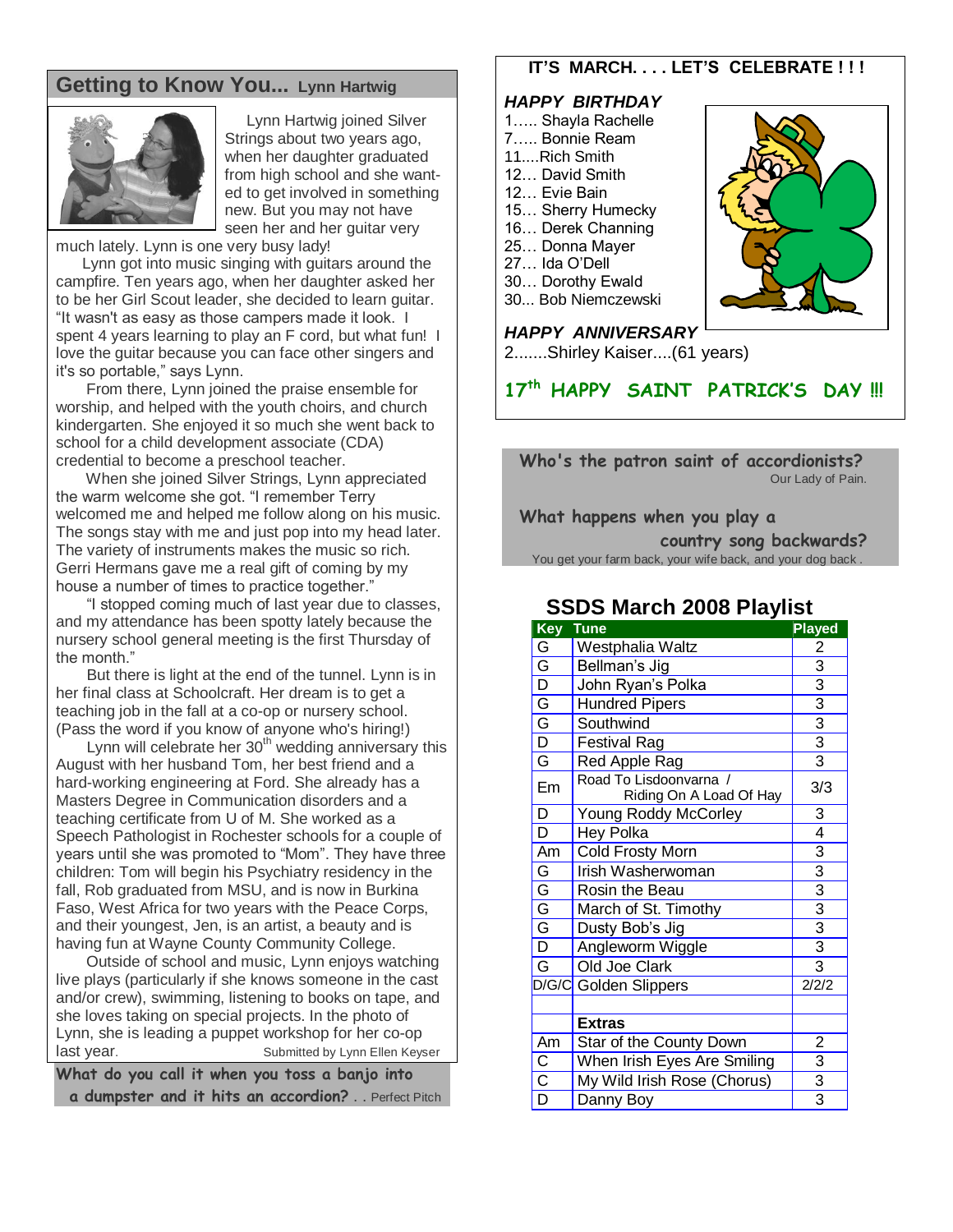## Getting to Know You... Lynn Hartwig

Lynn Hartwig joined Silver Strings about two years ago, when her daughter graduated from high school and she wanted to get involved in something new. But you may not have seen her and her guitar very much lately. Lynn is one very busy lady!

Lynn got into music singing with guitars around the campfire. Ten years ago, when her daughter asked her to be her Girl Scout leader, she decided to learn guitar. "It wasn't as easy as those campers made it look. I spent 4 years learning to play an F cord, but what fun! I love the guitar because you can face other singers and it's so portable," says Lynn.

From there, Lynn joined the praise ensemble for worship, and helped with the youth choirs, and church kindergarten. She enjoyed it so much she went back to school for a child development associate (CDA) credential to become a preschool teacher.

When she joined Silver Strings, Lynn appreciated the warm welcome she got. "I remember Terry welcomed me and helped me follow along on his music. The songs stay with me and just pop into my head later. The variety of instruments makes the music so rich. Gerri Hermans gave me a real gift of coming by my house a number of times to practice together."

"I stopped coming much of last year due to classes, and my attendance has been spotty lately because the nursery school general meeting is the first Thursday of the month."

But there is light at the end of the tunnel. Lynn is in her final class at Schoolcraft. Her dream is to get a teaching job in the fall at a co-op or nursery school. (Pass the word if you know of anyone who's hiring!)

Lynn will celebrate her 30th wedding anniversary this August with her husband Tom, her best friend and a hard-working engineering at Ford. She already has a Masters Degree in Communication disorders and a teaching certificate from U of M. She worked as a Speech Pathologist in Rochester schools for a couple of years until she was promoted to "Mom". They have three children: Tom will begin his Psychiatry residency in the fall, Rob graduated from MSU, and is now in Burkina Faso, West Africa for two years with the Peace Corps, and their youngest, Jen, is an artist, a beauty and is having fun at Wayne County Community College.

Outside of school and music, Lynn enjoys watching live plays (particularly if she knows someone in the cast and/or crew), swimming, listening to books on tape, and she loves taking on special projects. In the photo of Lynn, she is leading a puppet workshop for her co-op last year.

Submitted by Lynn Ellen Keyser

**What do you call it when you toss a banjo into a dumpster and it hits an accordion?** . . Perfect Pitch

## IT'S MARCH. . . . LET'S CELEBRATE ! ! !

### *HAPPY BIRTHDAY*

1….. Shayla Rachelle
7….. Bonnie Ream
11....Rich Smith
12… David Smith
12… Evie Bain
15… Sherry Humecky
16… Derek Channing
25… Donna Mayer
27… Ida O'Dell
30… Dorothy Ewald
30... Bob Niemczewski

### *HAPPY ANNIVERSARY*

2.......Shirley Kaiser....(61 years)

**17th HAPPY SAINT PATRICK'S DAY !!!**

**Who's the patron saint of accordionists?**
Our Lady of Pain.

**What happens when you play a country song backwards?**
You get your farm back, your wife back, and your dog back .

## SSDS March 2008 Playlist

| Key | Tune | Played |
|---|---|---|
| G | Westphalia Waltz | 2 |
| G | Bellman's Jig | 3 |
| D | John Ryan's Polka | 3 |
| G | Hundred Pipers | 3 |
| G | Southwind | 3 |
| D | Festival Rag | 3 |
| G | Red Apple Rag | 3 |
| Em | Road To Lisdoonvarna / Riding On A Load Of Hay | 3/3 |
| D | Young Roddy McCorley | 3 |
| D | Hey Polka | 4 |
| Am | Cold Frosty Morn | 3 |
| G | Irish Washerwoman | 3 |
| G | Rosin the Beau | 3 |
| G | March of St. Timothy | 3 |
| G | Dusty Bob's Jig | 3 |
| D | Angleworm Wiggle | 3 |
| G | Old Joe Clark | 3 |
| D/G/C | Golden Slippers | 2/2/2 |
| | | |
| | **Extras** | |
| Am | Star of the County Down | 2 |
| C | When Irish Eyes Are Smiling | 3 |
| C | My Wild Irish Rose (Chorus) | 3 |
| D | Danny Boy | 3 |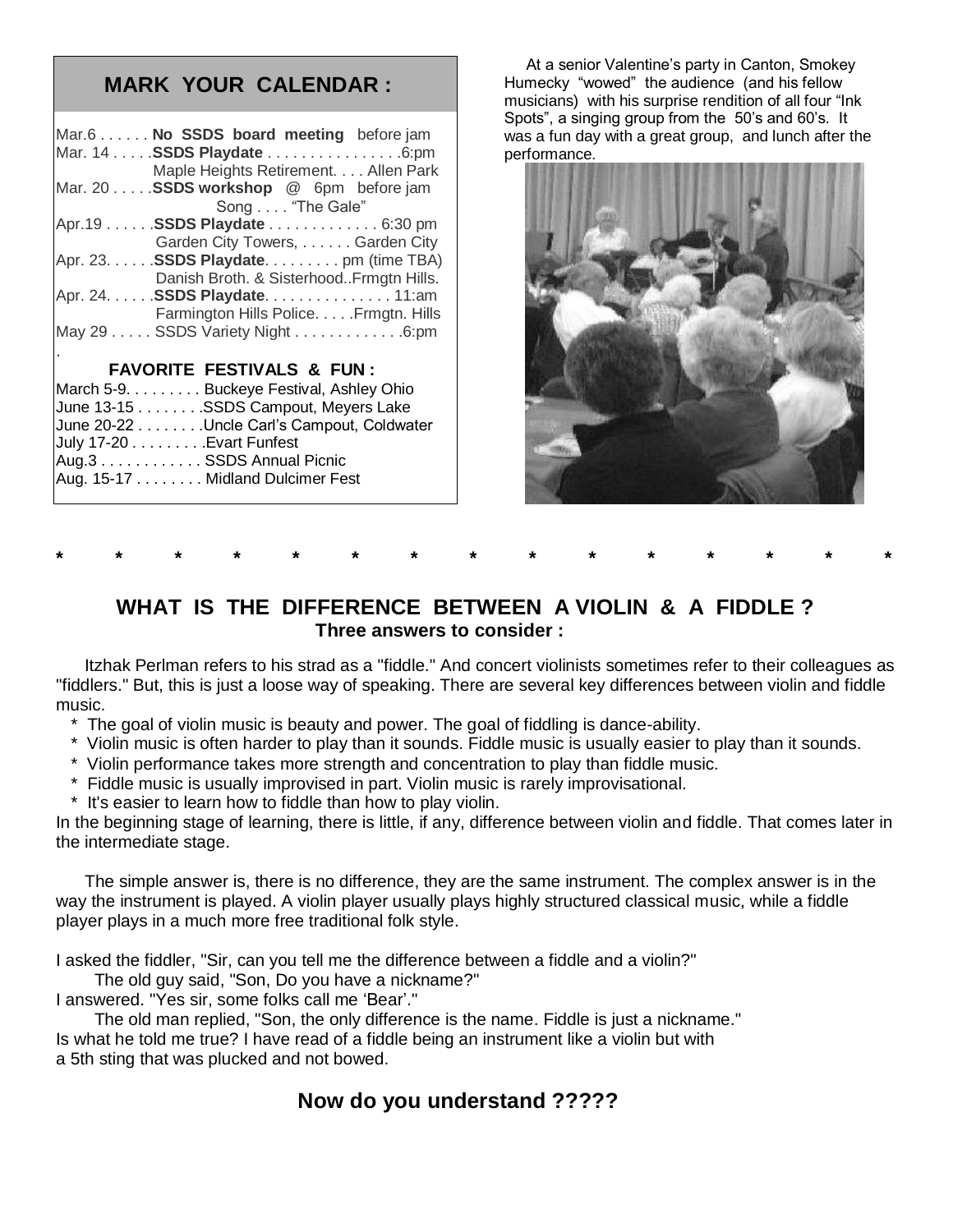## MARK YOUR CALENDAR :

Mar.6 . . . . . . **No SSDS board meeting** before jam
Mar. 14 . . . . .**SSDS Playdate** . . . . . . . . . . . . . . . .6:pm
Maple Heights Retirement. . . . Allen Park
Mar. 20 . . . . .**SSDS workshop** @ 6pm before jam
Song . . . . "The Gale"
Apr.19 . . . . . .**SSDS Playdate** . . . . . . . . . . . . . 6:30 pm
Garden City Towers, . . . . . . Garden City
Apr. 23. . . . . .**SSDS Playdate**. . . . . . . . . pm (time TBA)
Danish Broth. & Sisterhood..Frmgtn Hills.
Apr. 24. . . . . .**SSDS Playdate**. . . . . . . . . . . . . . . 11:am
Farmington Hills Police. . . . .Frmgtn. Hills
May 29 . . . . . SSDS Variety Night . . . . . . . . . . . . .6:pm

**FAVORITE FESTIVALS & FUN :**

March 5-9. . . . . . . . . Buckeye Festival, Ashley Ohio
June 13-15 . . . . . . . .SSDS Campout, Meyers Lake
June 20-22 . . . . . . . .Uncle Carl's Campout, Coldwater
July 17-20 . . . . . . . . .Evart Funfest
Aug.3 . . . . . . . . . . . . SSDS Annual Picnic
Aug. 15-17 . . . . . . . . Midland Dulcimer Fest

At a senior Valentine's party in Canton, Smokey Humecky "wowed" the audience (and his fellow musicians) with his surprise rendition of all four "Ink Spots", a singing group from the 50's and 60's. It was a fun day with a great group, and lunch after the performance.

\* \* \* \* \* \* \* \* \* \* \* \* \* \* \*

## WHAT IS THE DIFFERENCE BETWEEN A VIOLIN & A FIDDLE ?

**Three answers to consider :**

Itzhak Perlman refers to his strad as a "fiddle." And concert violinists sometimes refer to their colleagues as "fiddlers." But, this is just a loose way of speaking. There are several key differences between violin and fiddle music.

* The goal of violin music is beauty and power. The goal of fiddling is dance-ability.
* Violin music is often harder to play than it sounds. Fiddle music is usually easier to play than it sounds.
* Violin performance takes more strength and concentration to play than fiddle music.
* Fiddle music is usually improvised in part. Violin music is rarely improvisational.
* It's easier to learn how to fiddle than how to play violin.

In the beginning stage of learning, there is little, if any, difference between violin and fiddle. That comes later in the intermediate stage.

The simple answer is, there is no difference, they are the same instrument. The complex answer is in the way the instrument is played. A violin player usually plays highly structured classical music, while a fiddle player plays in a much more free traditional folk style.

I asked the fiddler, "Sir, can you tell me the difference between a fiddle and a violin?"
The old guy said, "Son, Do you have a nickname?"
I answered. "Yes sir, some folks call me 'Bear'."
The old man replied, "Son, the only difference is the name. Fiddle is just a nickname."
Is what he told me true? I have read of a fiddle being an instrument like a violin but with a 5th sting that was plucked and not bowed.

## Now do you understand ?????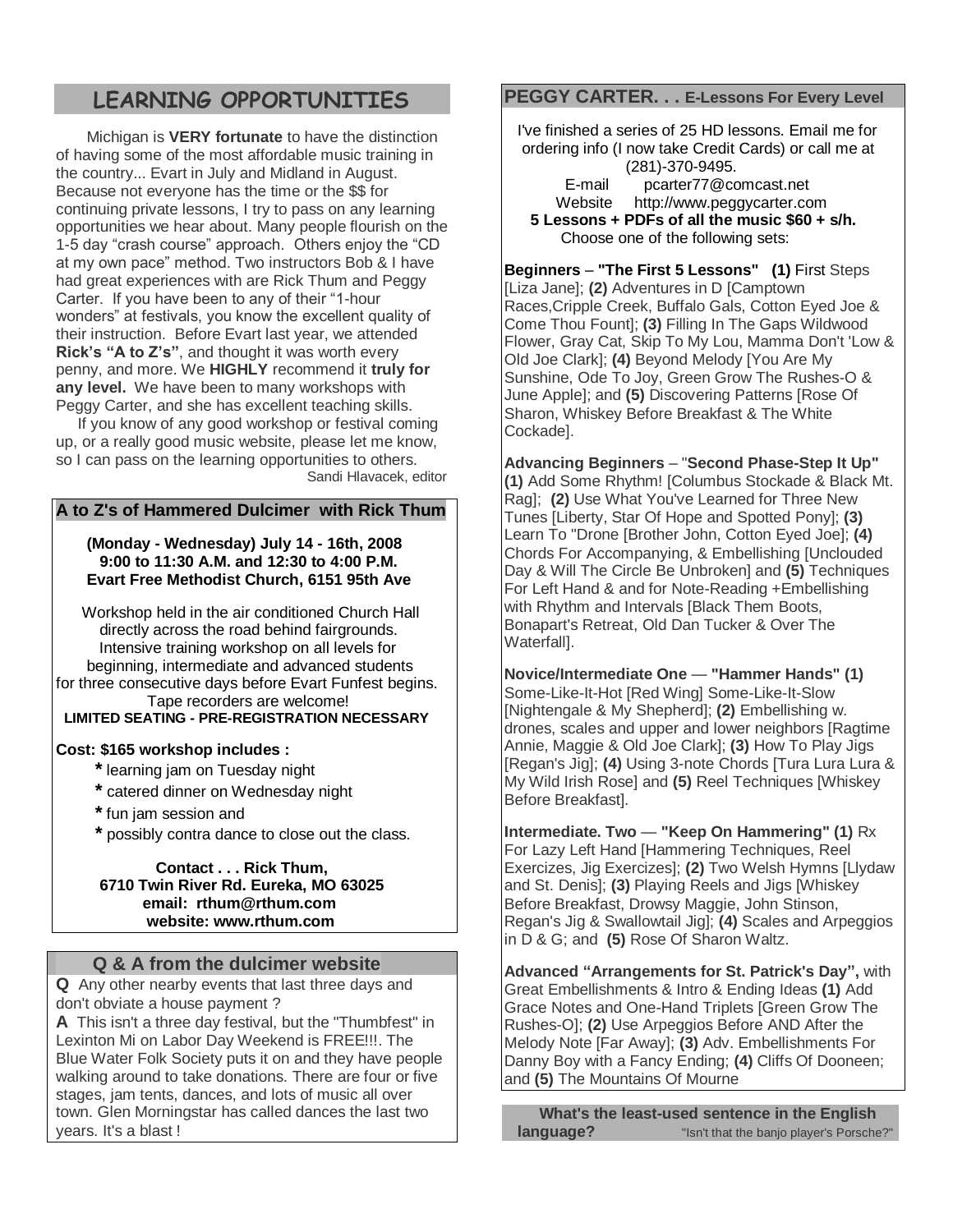# LEARNING OPPORTUNITIES

Michigan is **VERY fortunate** to have the distinction of having some of the most affordable music training in the country... Evart in July and Midland in August. Because not everyone has the time or the $$ for continuing private lessons, I try to pass on any learning opportunities we hear about. Many people flourish on the 1-5 day "crash course" approach. Others enjoy the "CD at my own pace" method. Two instructors Bob & I have had great experiences with are Rick Thum and Peggy Carter. If you have been to any of their "1-hour wonders" at festivals, you know the excellent quality of their instruction. Before Evart last year, we attended **Rick's "A to Z's"**, and thought it was worth every penny, and more. We **HIGHLY** recommend it **truly for any level.** We have been to many workshops with Peggy Carter, and she has excellent teaching skills.

If you know of any good workshop or festival coming up, or a really good music website, please let me know, so I can pass on the learning opportunities to others.

Sandi Hlavacek, editor

## A to Z's of Hammered Dulcimer with Rick Thum

**(Monday - Wednesday) July 14 - 16th, 2008**
**9:00 to 11:30 A.M. and 12:30 to 4:00 P.M.**
**Evart Free Methodist Church, 6151 95th Ave**

Workshop held in the air conditioned Church Hall directly across the road behind fairgrounds. Intensive training workshop on all levels for beginning, intermediate and advanced students for three consecutive days before Evart Funfest begins. Tape recorders are welcome!

**LIMITED SEATING - PRE-REGISTRATION NECESSARY**

**Cost: $165 workshop includes :**

- learning jam on Tuesday night
- catered dinner on Wednesday night
- fun jam session and
- possibly contra dance to close out the class.

**Contact . . . Rick Thum,**
**6710 Twin River Rd. Eureka, MO 63025**
**email: rthum@rthum.com**
**website: www.rthum.com**

## Q & A from the dulcimer website

**Q** Any other nearby events that last three days and don't obviate a house payment ?

**A** This isn't a three day festival, but the "Thumbfest" in Lexinton Mi on Labor Day Weekend is FREE!!!. The Blue Water Folk Society puts it on and they have people walking around to take donations. There are four or five stages, jam tents, dances, and lots of music all over town. Glen Morningstar has called dances the last two years. It's a blast !

## PEGGY CARTER. . . E-Lessons For Every Level

I've finished a series of 25 HD lessons. Email me for ordering info (I now take Credit Cards) or call me at (281)-370-9495.

E-mail pcarter77@comcast.net
Website http://www.peggycarter.com

**5 Lessons + PDFs of all the music $60 + s/h.**
Choose one of the following sets:

**Beginners** – **"The First 5 Lessons" (1)** First Steps [Liza Jane]; **(2)** Adventures in D [Camptown Races,Cripple Creek, Buffalo Gals, Cotton Eyed Joe & Come Thou Fount]; **(3)** Filling In The Gaps Wildwood Flower, Gray Cat, Skip To My Lou, Mamma Don't 'Low & Old Joe Clark]; **(4)** Beyond Melody [You Are My Sunshine, Ode To Joy, Green Grow The Rushes-O & June Apple]; and **(5)** Discovering Patterns [Rose Of Sharon, Whiskey Before Breakfast & The White Cockade].

**Advancing Beginners** – "**Second Phase-Step It Up" (1)** Add Some Rhythm! [Columbus Stockade & Black Mt. Rag]; **(2)** Use What You've Learned for Three New Tunes [Liberty, Star Of Hope and Spotted Pony]; **(3)** Learn To "Drone [Brother John, Cotton Eyed Joe]; **(4)** Chords For Accompanying, & Embellishing [Unclouded Day & Will The Circle Be Unbroken] and **(5)** Techniques For Left Hand & and for Note-Reading +Embellishing with Rhythm and Intervals [Black Them Boots, Bonapart's Retreat, Old Dan Tucker & Over The Waterfall].

**Novice/Intermediate One** — **"Hammer Hands" (1)** Some-Like-It-Hot [Red Wing] Some-Like-It-Slow [Nightengale & My Shepherd]; **(2)** Embellishing w. drones, scales and upper and lower neighbors [Ragtime Annie, Maggie & Old Joe Clark]; **(3)** How To Play Jigs [Regan's Jig]; **(4)** Using 3-note Chords [Tura Lura Lura & My Wild Irish Rose] and **(5)** Reel Techniques [Whiskey Before Breakfast].

**Intermediate. Two** — **"Keep On Hammering" (1)** Rx For Lazy Left Hand [Hammering Techniques, Reel Exercizes, Jig Exercizes]; **(2)** Two Welsh Hymns [Llydaw and St. Denis]; **(3)** Playing Reels and Jigs [Whiskey Before Breakfast, Drowsy Maggie, John Stinson, Regan's Jig & Swallowtail Jig]; **(4)** Scales and Arpeggios in D & G; and **(5)** Rose Of Sharon Waltz.

**Advanced "Arrangements for St. Patrick's Day",** with Great Embellishments & Intro & Ending Ideas **(1)** Add Grace Notes and One-Hand Triplets [Green Grow The Rushes-O]; **(2)** Use Arpeggios Before AND After the Melody Note [Far Away]; **(3)** Adv. Embellishments For Danny Boy with a Fancy Ending; **(4)** Cliffs Of Dooneen; and **(5)** The Mountains Of Mourne

**What's the least-used sentence in the English language?** "Isn't that the banjo player's Porsche?"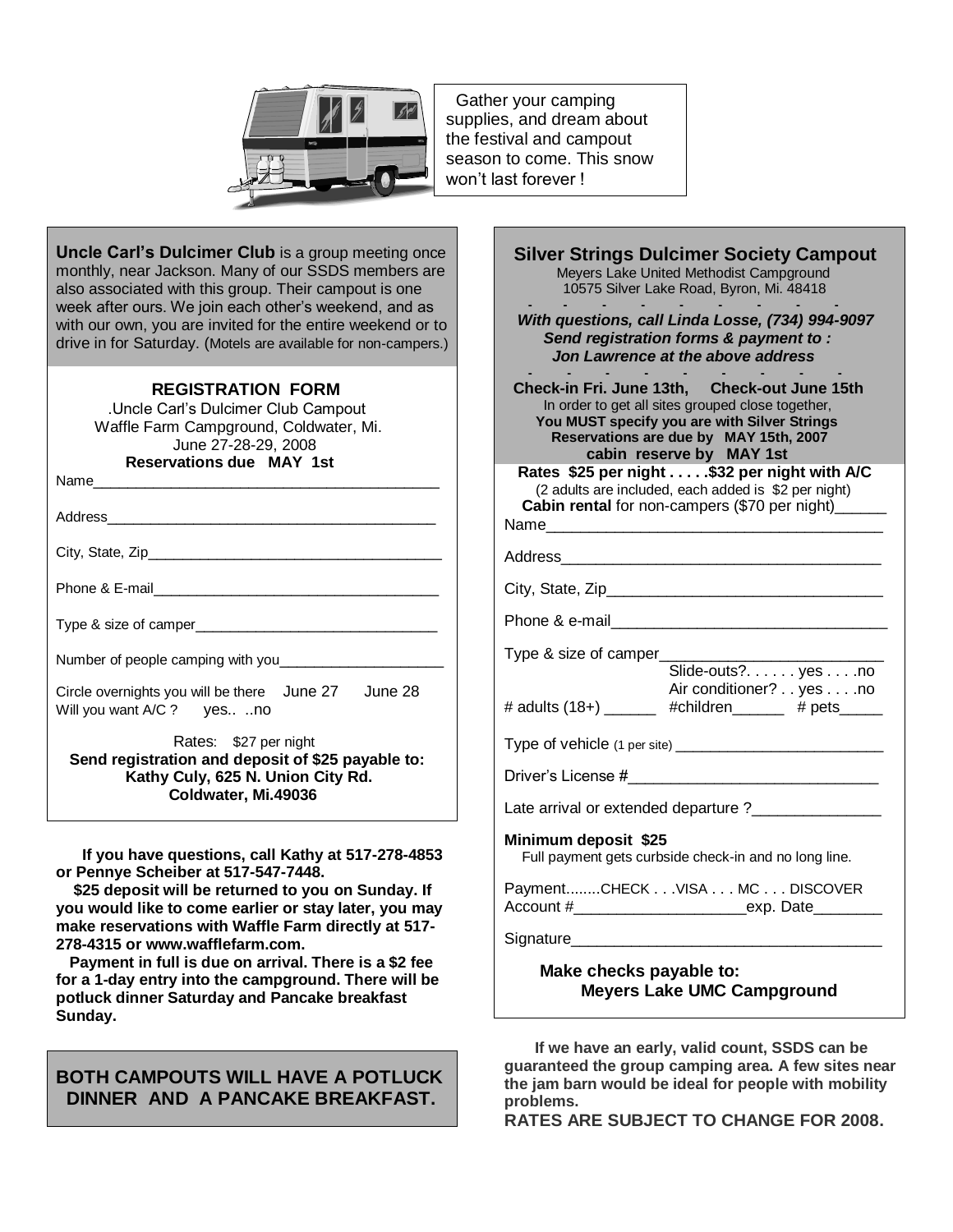Gather your camping supplies, and dream about the festival and campout season to come. This snow won't last forever !

**Uncle Carl's Dulcimer Club** is a group meeting once monthly, near Jackson. Many of our SSDS members are also associated with this group. Their campout is one week after ours. We join each other's weekend, and as with our own, you are invited for the entire weekend or to drive in for Saturday. (Motels are available for non-campers.)

### REGISTRATION FORM

.Uncle Carl's Dulcimer Club Campout
Waffle Farm Campground, Coldwater, Mi.
June 27-28-29, 2008
**Reservations due MAY 1st**

Name___________________________________________

Address_________________________________________

City, State, Zip_____________________________________

Phone & E-mail____________________________________

Type & size of camper______________________________

Number of people camping with you____________________

Circle overnights you will be there June 27 June 28
Will you want A/C ? yes.. ..no

Rates: $27 per night
**Send registration and deposit of $25 payable to:**
**Kathy Culy, 625 N. Union City Rd.**
**Coldwater, Mi.49036**

**If you have questions, call Kathy at 517-278-4853 or Pennye Scheiber at 517-547-7448.**

**$25 deposit will be returned to you on Sunday. If you would like to come earlier or stay later, you may make reservations with Waffle Farm directly at 517-278-4315 or www.wafflefarm.com.**

**Payment in full is due on arrival. There is a $2 fee for a 1-day entry into the campground. There will be potluck dinner Saturday and Pancake breakfast Sunday.**

**BOTH CAMPOUTS WILL HAVE A POTLUCK DINNER AND A PANCAKE BREAKFAST.**

## Silver Strings Dulcimer Society Campout

Meyers Lake United Methodist Campground
10575 Silver Lake Road, Byron, Mi. 48418

***With questions, call Linda Losse, (734) 994-9097***
***Send registration forms & payment to :***
***Jon Lawrence at the above address***

**Check-in Fri. June 13th, Check-out June 15th**
In order to get all sites grouped close together,
**You MUST specify you are with Silver Strings**
**Reservations are due by MAY 15th, 2007**
**cabin reserve by MAY 1st**

**Rates $25 per night . . . . .$32 per night with A/C**
(2 adults are included, each added is $2 per night)
**Cabin rental** for non-campers ($70 per night)______

Name_________________________________________

Address_______________________________________

City, State, Zip_________________________________

Phone & e-mail_________________________________

Type & size of camper____________________________
Slide-outs?. . . . . . yes . . . .no
Air conditioner? . . yes . . . .no
# adults (18+) ______ #children______ # pets_____

Type of vehicle (1 per site) _________________________

Driver's License #_____________________________

Late arrival or extended departure ?_______________

**Minimum deposit $25**
Full payment gets curbside check-in and no long line.

Payment........CHECK . . .VISA . . . MC . . . DISCOVER
Account #____________________exp. Date________

Signature_____________________________________

**Make checks payable to:**
**Meyers Lake UMC Campground**

**If we have an early, valid count, SSDS can be guaranteed the group camping area. A few sites near the jam barn would be ideal for people with mobility problems.**

**RATES ARE SUBJECT TO CHANGE FOR 2008.**